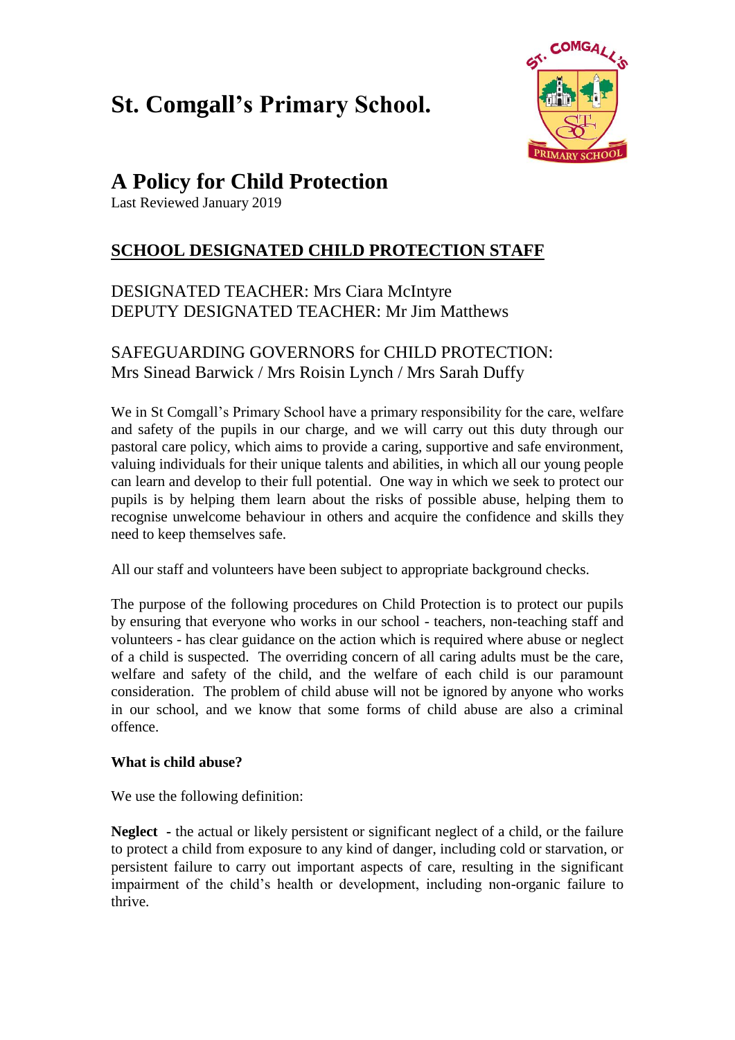# St. Comgall's Primary School.

# A Policy for Child Protection

Last Reviewed January 2019

## SCHOOL DESIGNATED CHILD PROTECTION STAFF

DESIGNATED TEACHER: Mrs Ciara McIntyre
DEPUTY DESIGNATED TEACHER: Mr Jim Matthews

SAFEGUARDING GOVERNORS for CHILD PROTECTION:
Mrs Sinead Barwick / Mrs Roisin Lynch / Mrs Sarah Duffy

We in St Comgall's Primary School have a primary responsibility for the care, welfare and safety of the pupils in our charge, and we will carry out this duty through our pastoral care policy, which aims to provide a caring, supportive and safe environment, valuing individuals for their unique talents and abilities, in which all our young people can learn and develop to their full potential. One way in which we seek to protect our pupils is by helping them learn about the risks of possible abuse, helping them to recognise unwelcome behaviour in others and acquire the confidence and skills they need to keep themselves safe.

All our staff and volunteers have been subject to appropriate background checks.

The purpose of the following procedures on Child Protection is to protect our pupils by ensuring that everyone who works in our school - teachers, non-teaching staff and volunteers - has clear guidance on the action which is required where abuse or neglect of a child is suspected. The overriding concern of all caring adults must be the care, welfare and safety of the child, and the welfare of each child is our paramount consideration. The problem of child abuse will not be ignored by anyone who works in our school, and we know that some forms of child abuse are also a criminal offence.

**What is child abuse?**

We use the following definition:

**Neglect** - the actual or likely persistent or significant neglect of a child, or the failure to protect a child from exposure to any kind of danger, including cold or starvation, or persistent failure to carry out important aspects of care, resulting in the significant impairment of the child's health or development, including non-organic failure to thrive.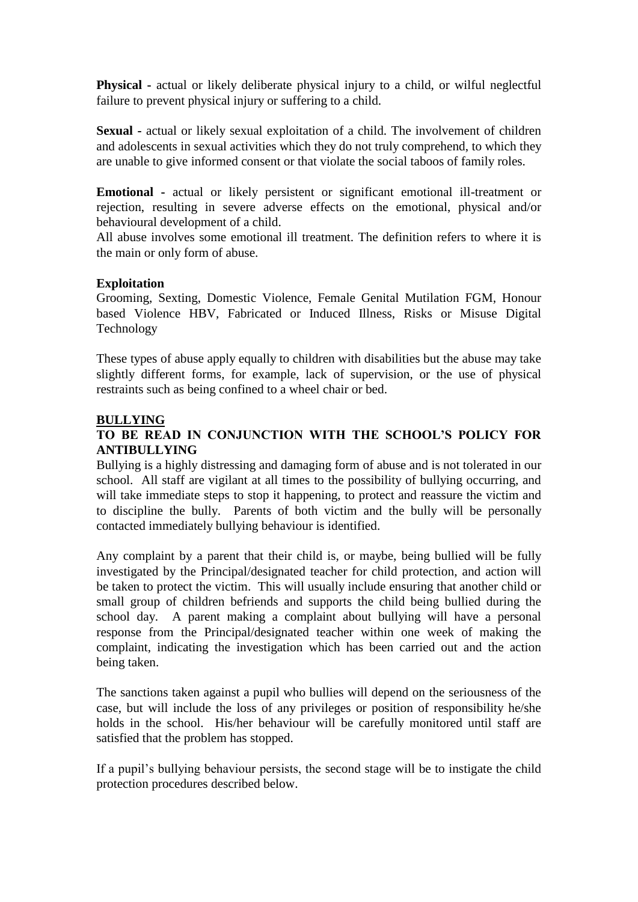**Physical -** actual or likely deliberate physical injury to a child, or wilful neglectful failure to prevent physical injury or suffering to a child.

**Sexual -** actual or likely sexual exploitation of a child. The involvement of children and adolescents in sexual activities which they do not truly comprehend, to which they are unable to give informed consent or that violate the social taboos of family roles.

**Emotional -** actual or likely persistent or significant emotional ill-treatment or rejection, resulting in severe adverse effects on the emotional, physical and/or behavioural development of a child.
All abuse involves some emotional ill treatment. The definition refers to where it is the main or only form of abuse.

**Exploitation**
Grooming, Sexting, Domestic Violence, Female Genital Mutilation FGM, Honour based Violence HBV, Fabricated or Induced Illness, Risks or Misuse Digital Technology

These types of abuse apply equally to children with disabilities but the abuse may take slightly different forms, for example, lack of supervision, or the use of physical restraints such as being confined to a wheel chair or bed.

**BULLYING**

**TO BE READ IN CONJUNCTION WITH THE SCHOOL'S POLICY FOR ANTIBULLYING**

Bullying is a highly distressing and damaging form of abuse and is not tolerated in our school. All staff are vigilant at all times to the possibility of bullying occurring, and will take immediate steps to stop it happening, to protect and reassure the victim and to discipline the bully. Parents of both victim and the bully will be personally contacted immediately bullying behaviour is identified.

Any complaint by a parent that their child is, or maybe, being bullied will be fully investigated by the Principal/designated teacher for child protection, and action will be taken to protect the victim. This will usually include ensuring that another child or small group of children befriends and supports the child being bullied during the school day. A parent making a complaint about bullying will have a personal response from the Principal/designated teacher within one week of making the complaint, indicating the investigation which has been carried out and the action being taken.

The sanctions taken against a pupil who bullies will depend on the seriousness of the case, but will include the loss of any privileges or position of responsibility he/she holds in the school. His/her behaviour will be carefully monitored until staff are satisfied that the problem has stopped.

If a pupil's bullying behaviour persists, the second stage will be to instigate the child protection procedures described below.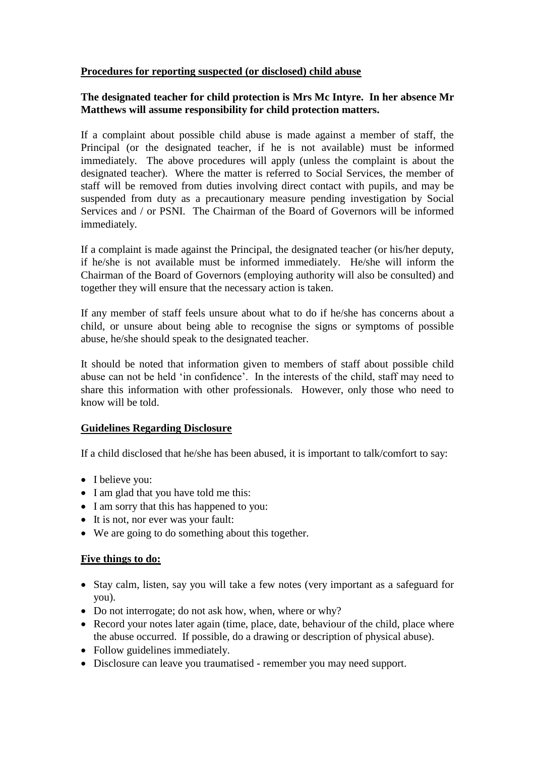**<u>Procedures for reporting suspected (or disclosed) child abuse</u>**

**The designated teacher for child protection is Mrs Mc Intyre. In her absence Mr Matthews will assume responsibility for child protection matters.**

If a complaint about possible child abuse is made against a member of staff, the Principal (or the designated teacher, if he is not available) must be informed immediately. The above procedures will apply (unless the complaint is about the designated teacher). Where the matter is referred to Social Services, the member of staff will be removed from duties involving direct contact with pupils, and may be suspended from duty as a precautionary measure pending investigation by Social Services and / or PSNI. The Chairman of the Board of Governors will be informed immediately.

If a complaint is made against the Principal, the designated teacher (or his/her deputy, if he/she is not available must be informed immediately. He/she will inform the Chairman of the Board of Governors (employing authority will also be consulted) and together they will ensure that the necessary action is taken.

If any member of staff feels unsure about what to do if he/she has concerns about a child, or unsure about being able to recognise the signs or symptoms of possible abuse, he/she should speak to the designated teacher.

It should be noted that information given to members of staff about possible child abuse can not be held 'in confidence'. In the interests of the child, staff may need to share this information with other professionals. However, only those who need to know will be told.

**<u>Guidelines Regarding Disclosure</u>**

If a child disclosed that he/she has been abused, it is important to talk/comfort to say:

- I believe you:
- I am glad that you have told me this:
- I am sorry that this has happened to you:
- It is not, nor ever was your fault:
- We are going to do something about this together.

**<u>Five things to do:</u>**

- Stay calm, listen, say you will take a few notes (very important as a safeguard for you).
- Do not interrogate; do not ask how, when, where or why?
- Record your notes later again (time, place, date, behaviour of the child, place where the abuse occurred. If possible, do a drawing or description of physical abuse).
- Follow guidelines immediately.
- Disclosure can leave you traumatised - remember you may need support.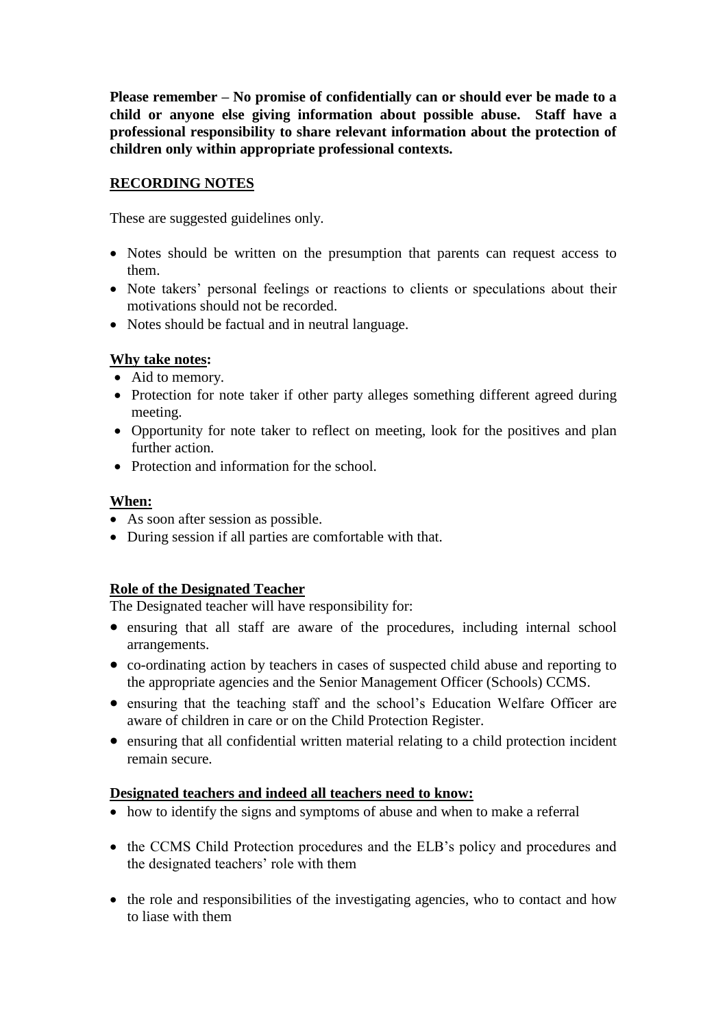**Please remember – No promise of confidentially can or should ever be made to a child or anyone else giving information about possible abuse. Staff have a professional responsibility to share relevant information about the protection of children only within appropriate professional contexts.**

## RECORDING NOTES

These are suggested guidelines only.

- Notes should be written on the presumption that parents can request access to them.
- Note takers' personal feelings or reactions to clients or speculations about their motivations should not be recorded.
- Notes should be factual and in neutral language.

**Why take notes:**

- Aid to memory.
- Protection for note taker if other party alleges something different agreed during meeting.
- Opportunity for note taker to reflect on meeting, look for the positives and plan further action.
- Protection and information for the school.

**When:**

- As soon after session as possible.
- During session if all parties are comfortable with that.

**Role of the Designated Teacher**

The Designated teacher will have responsibility for:

- ensuring that all staff are aware of the procedures, including internal school arrangements.
- co-ordinating action by teachers in cases of suspected child abuse and reporting to the appropriate agencies and the Senior Management Officer (Schools) CCMS.
- ensuring that the teaching staff and the school's Education Welfare Officer are aware of children in care or on the Child Protection Register.
- ensuring that all confidential written material relating to a child protection incident remain secure.

**Designated teachers and indeed all teachers need to know:**

- how to identify the signs and symptoms of abuse and when to make a referral
- the CCMS Child Protection procedures and the ELB's policy and procedures and the designated teachers' role with them
- the role and responsibilities of the investigating agencies, who to contact and how to liase with them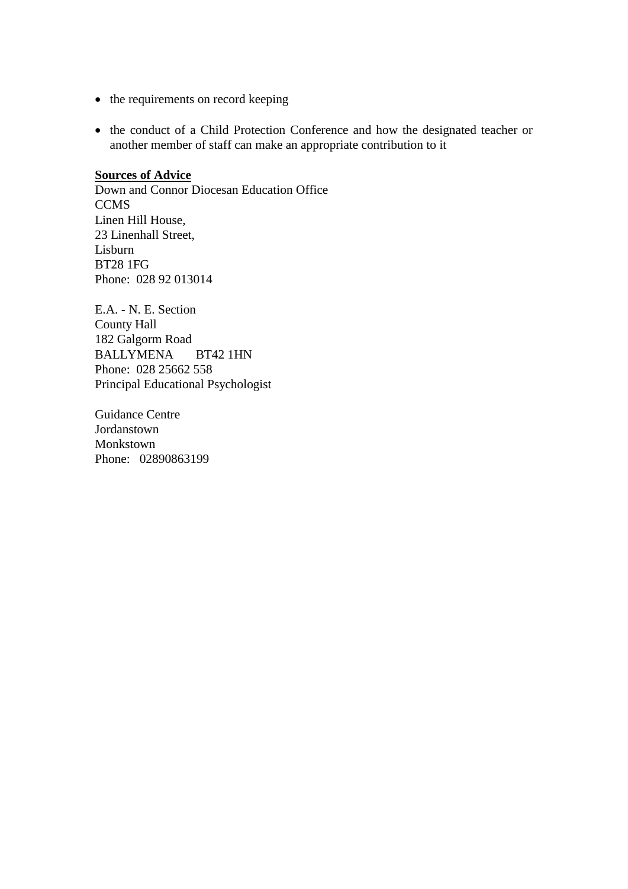- the requirements on record keeping

- the conduct of a Child Protection Conference and how the designated teacher or another member of staff can make an appropriate contribution to it

**Sources of Advice**

Down and Connor Diocesan Education Office
CCMS
Linen Hill House,
23 Linenhall Street,
Lisburn
BT28 1FG
Phone: 028 92 013014

E.A. - N. E. Section
County Hall
182 Galgorm Road
BALLYMENA BT42 1HN
Phone: 028 25662 558
Principal Educational Psychologist

Guidance Centre
Jordanstown
Monkstown
Phone: 02890863199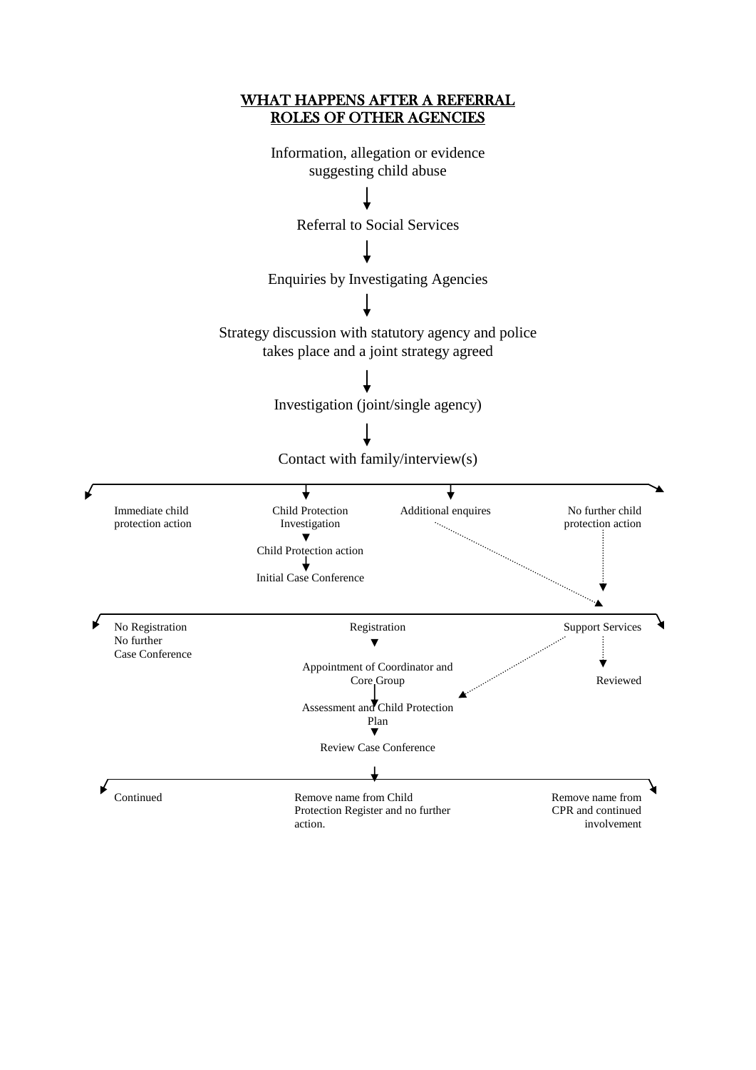# WHAT HAPPENS AFTER A REFERRAL
# ROLES OF OTHER AGENCIES

Information, allegation or evidence suggesting child abuse

Referral to Social Services

Enquiries by Investigating Agencies

Strategy discussion with statutory agency and police takes place and a joint strategy agreed

Investigation (joint/single agency)

Contact with family/interview(s)

Immediate child protection action

Child Protection Investigation

Child Protection action

Initial Case Conference

Additional enquires

No further child protection action

No Registration
No further
Case Conference

Registration

Appointment of Coordinator and Core Group

Assessment and Child Protection Plan

Review Case Conference

Support Services

Reviewed

Continued

Remove name from Child Protection Register and no further action.

Remove name from CPR and continued involvement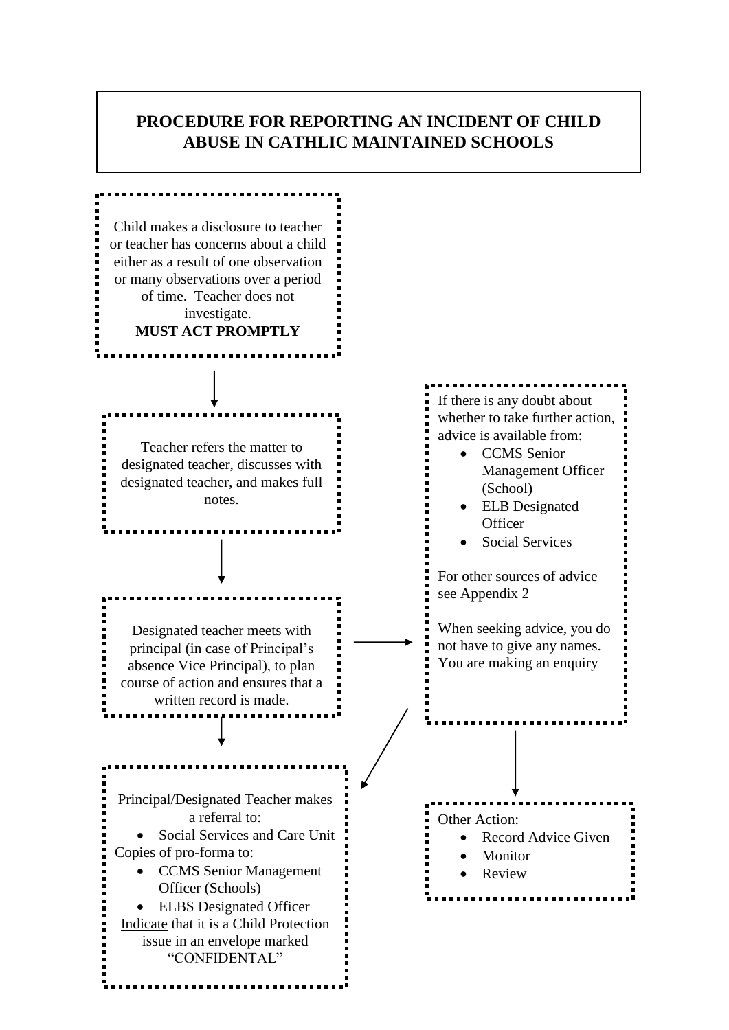# PROCEDURE FOR REPORTING AN INCIDENT OF CHILD ABUSE IN CATHLIC MAINTAINED SCHOOLS

Child makes a disclosure to teacher or teacher has concerns about a child either as a result of one observation or many observations over a period of time. Teacher does not investigate.
**MUST ACT PROMPTLY**

Teacher refers the matter to designated teacher, discusses with designated teacher, and makes full notes.

Designated teacher meets with principal (in case of Principal's absence Vice Principal), to plan course of action and ensures that a written record is made.

Principal/Designated Teacher makes a referral to:

- Social Services and Care Unit

Copies of pro-forma to:

- CCMS Senior Management Officer (Schools)
- ELBS Designated Officer

Indicate that it is a Child Protection issue in an envelope marked "CONFIDENTAL"

If there is any doubt about whether to take further action, advice is available from:

- CCMS Senior Management Officer (School)
- ELB Designated Officer
- Social Services

For other sources of advice see Appendix 2

When seeking advice, you do not have to give any names. You are making an enquiry

Other Action:

- Record Advice Given
- Monitor
- Review